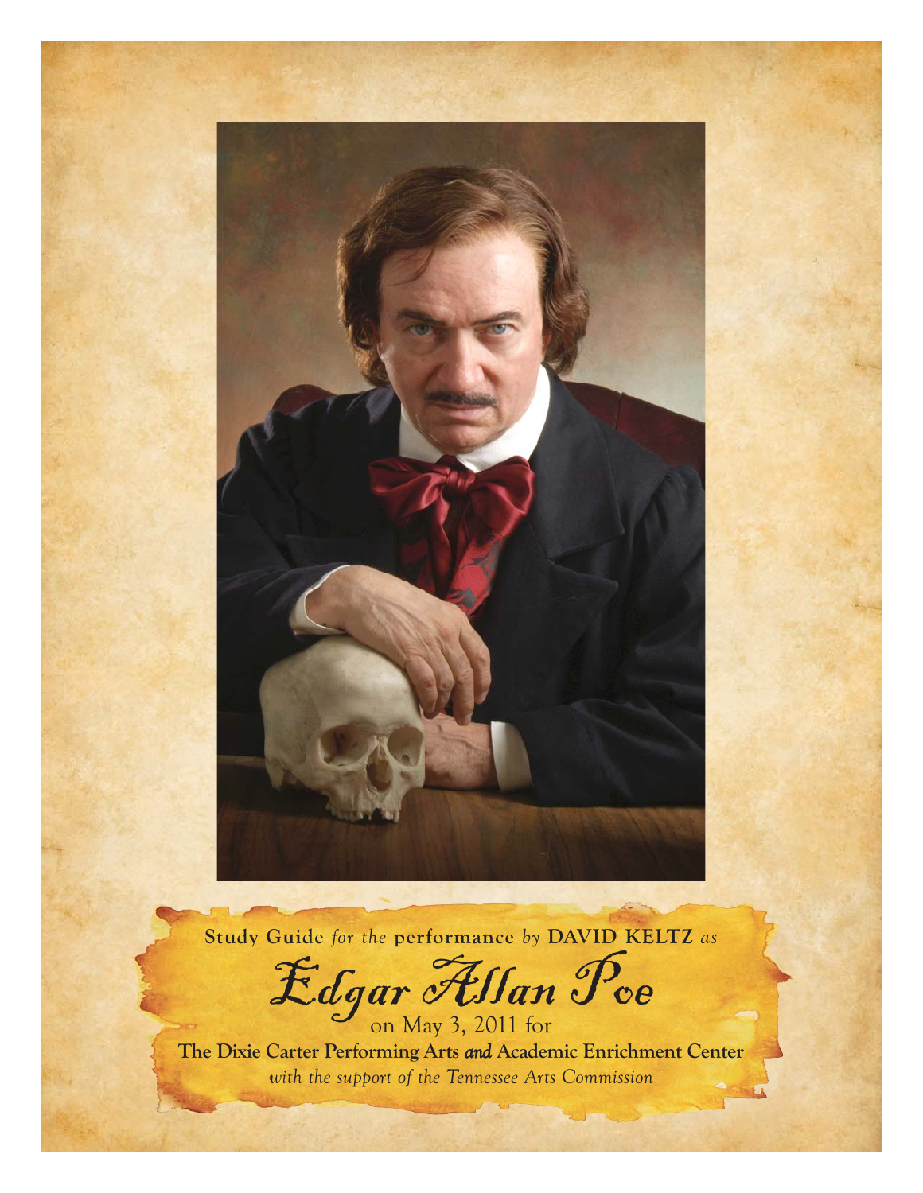**Study Guide** *for the* **performance** *by* **DAVID KELTZ** *as*

# *Edgar Allan Poe*

on May 3, 2011 for

**The Dixie Carter Performing Arts *and* Academic Enrichment Center**

*with the support of the Tennessee Arts Commission*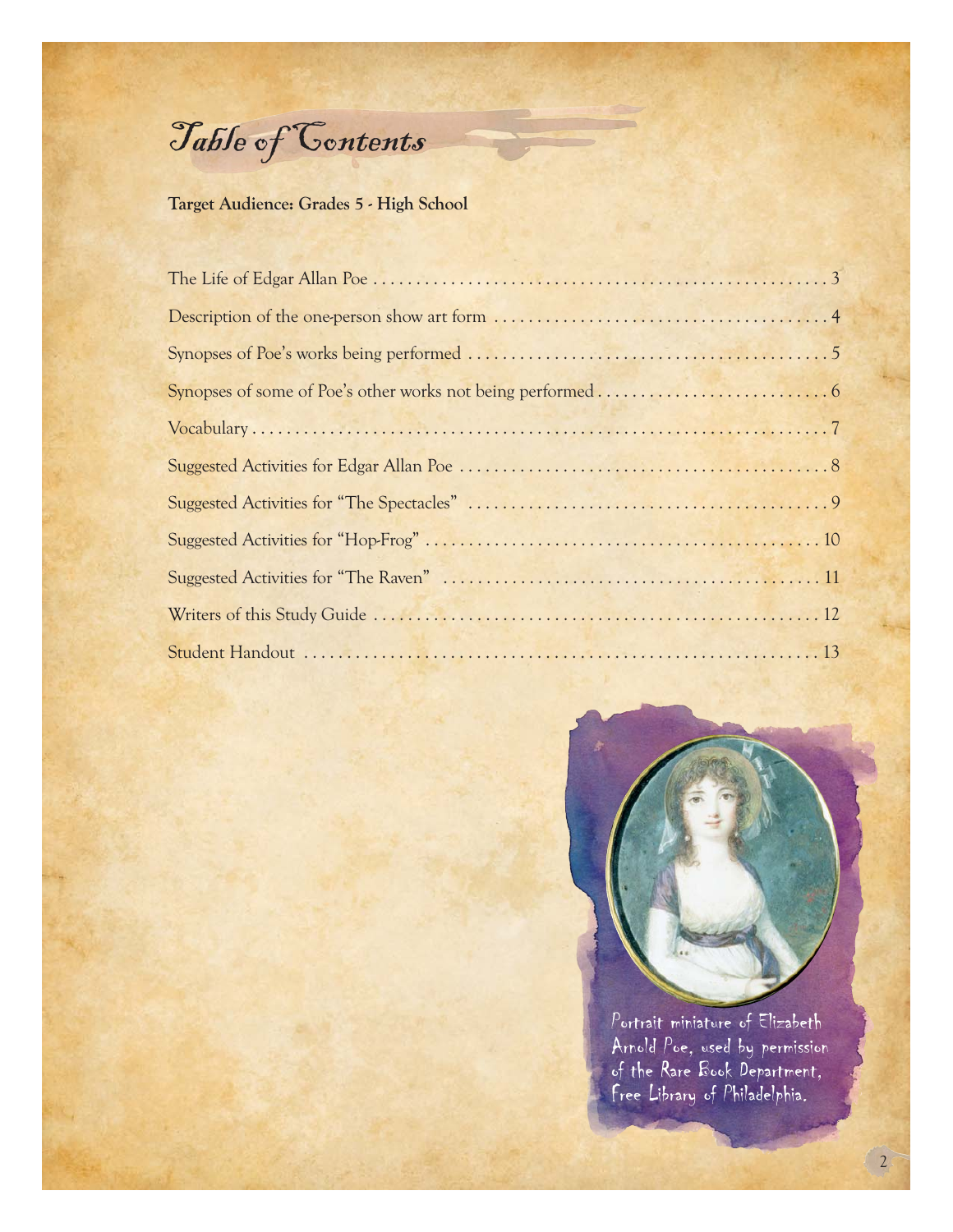# Table of Contents

**Target Audience: Grades 5 - High School**

The Life of Edgar Allan Poe . . . . . . . . . . . . . . . . . . . . . . . . . . . . . . . . . . . . . . . . . . . . . . . . . . . . 3

Description of the one-person show art form . . . . . . . . . . . . . . . . . . . . . . . . . . . . . . . . . . . . . . . 4

Synopses of Poe's works being performed . . . . . . . . . . . . . . . . . . . . . . . . . . . . . . . . . . . . . . . . . . 5

Synopses of some of Poe's other works not being performed . . . . . . . . . . . . . . . . . . . . . . . . . . . 6

Vocabulary . . . . . . . . . . . . . . . . . . . . . . . . . . . . . . . . . . . . . . . . . . . . . . . . . . . . . . . . . . . . . . . . . 7

Suggested Activities for Edgar Allan Poe . . . . . . . . . . . . . . . . . . . . . . . . . . . . . . . . . . . . . . . . . . . 8

Suggested Activities for "The Spectacles" . . . . . . . . . . . . . . . . . . . . . . . . . . . . . . . . . . . . . . . . . . 9

Suggested Activities for "Hop-Frog" . . . . . . . . . . . . . . . . . . . . . . . . . . . . . . . . . . . . . . . . . . . . . . 10

Suggested Activities for "The Raven" . . . . . . . . . . . . . . . . . . . . . . . . . . . . . . . . . . . . . . . . . . . . 11

Writers of this Study Guide . . . . . . . . . . . . . . . . . . . . . . . . . . . . . . . . . . . . . . . . . . . . . . . . . . . 12

Student Handout . . . . . . . . . . . . . . . . . . . . . . . . . . . . . . . . . . . . . . . . . . . . . . . . . . . . . . . . . . . 13

Portrait miniature of Elizabeth Arnold Poe, used by permission of the Rare Book Department, Free Library of Philadelphia.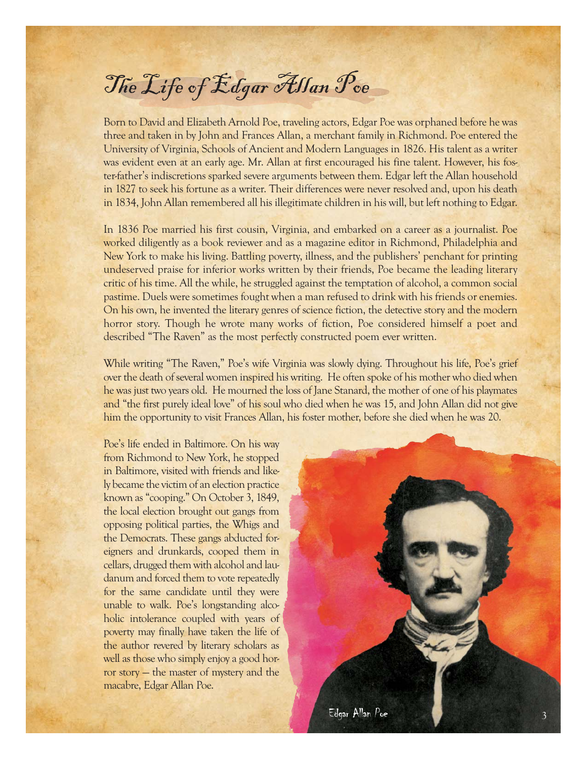# The Life of Edgar Allan Poe

Born to David and Elizabeth Arnold Poe, traveling actors, Edgar Poe was orphaned before he was three and taken in by John and Frances Allan, a merchant family in Richmond. Poe entered the University of Virginia, Schools of Ancient and Modern Languages in 1826. His talent as a writer was evident even at an early age. Mr. Allan at first encouraged his fine talent. However, his foster-father's indiscretions sparked severe arguments between them. Edgar left the Allan household in 1827 to seek his fortune as a writer. Their differences were never resolved and, upon his death in 1834, John Allan remembered all his illegitimate children in his will, but left nothing to Edgar.

In 1836 Poe married his first cousin, Virginia, and embarked on a career as a journalist. Poe worked diligently as a book reviewer and as a magazine editor in Richmond, Philadelphia and New York to make his living. Battling poverty, illness, and the publishers' penchant for printing undeserved praise for inferior works written by their friends, Poe became the leading literary critic of his time. All the while, he struggled against the temptation of alcohol, a common social pastime. Duels were sometimes fought when a man refused to drink with his friends or enemies. On his own, he invented the literary genres of science fiction, the detective story and the modern horror story. Though he wrote many works of fiction, Poe considered himself a poet and described "The Raven" as the most perfectly constructed poem ever written.

While writing "The Raven," Poe's wife Virginia was slowly dying. Throughout his life, Poe's grief over the death of several women inspired his writing. He often spoke of his mother who died when he was just two years old. He mourned the loss of Jane Stanard, the mother of one of his playmates and "the first purely ideal love" of his soul who died when he was 15, and John Allan did not give him the opportunity to visit Frances Allan, his foster mother, before she died when he was 20.

Poe's life ended in Baltimore. On his way from Richmond to New York, he stopped in Baltimore, visited with friends and likely became the victim of an election practice known as "cooping." On October 3, 1849, the local election brought out gangs from opposing political parties, the Whigs and the Democrats. These gangs abducted foreigners and drunkards, cooped them in cellars, drugged them with alcohol and laudanum and forced them to vote repeatedly for the same candidate until they were unable to walk. Poe's longstanding alcoholic intolerance coupled with years of poverty may finally have taken the life of the author revered by literary scholars as well as those who simply enjoy a good horror story — the master of mystery and the macabre, Edgar Allan Poe.

Edgar Allan Poe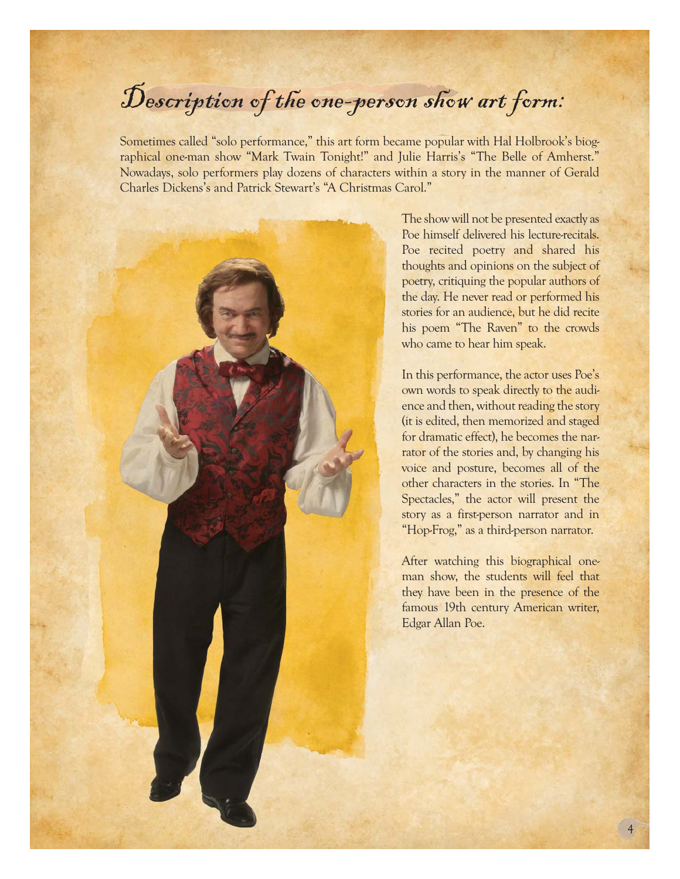# Description of the one-person show art form:

Sometimes called "solo performance," this art form became popular with Hal Holbrook's biographical one-man show "Mark Twain Tonight!" and Julie Harris's "The Belle of Amherst." Nowadays, solo performers play dozens of characters within a story in the manner of Gerald Charles Dickens's and Patrick Stewart's "A Christmas Carol."

The show will not be presented exactly as Poe himself delivered his lecture-recitals. Poe recited poetry and shared his thoughts and opinions on the subject of poetry, critiquing the popular authors of the day. He never read or performed his stories for an audience, but he did recite his poem "The Raven" to the crowds who came to hear him speak.

In this performance, the actor uses Poe's own words to speak directly to the audience and then, without reading the story (it is edited, then memorized and staged for dramatic effect), he becomes the narrator of the stories and, by changing his voice and posture, becomes all of the other characters in the stories. In "The Spectacles," the actor will present the story as a first-person narrator and in "Hop-Frog," as a third-person narrator.

After watching this biographical one-man show, the students will feel that they have been in the presence of the famous 19th century American writer, Edgar Allan Poe.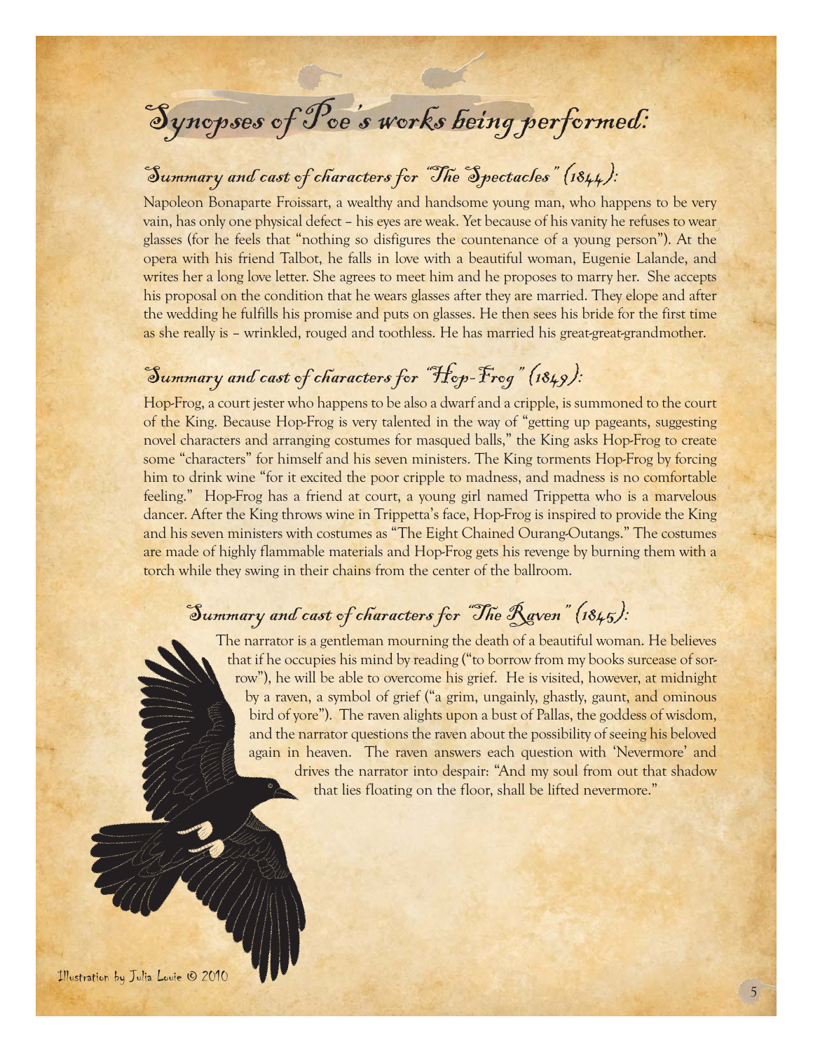# Synopses of Poe's works being performed:

## Summary and cast of characters for "The Spectacles" (1844):

Napoleon Bonaparte Froissart, a wealthy and handsome young man, who happens to be very vain, has only one physical defect – his eyes are weak. Yet because of his vanity he refuses to wear glasses (for he feels that "nothing so disfigures the countenance of a young person"). At the opera with his friend Talbot, he falls in love with a beautiful woman, Eugenie Lalande, and writes her a long love letter. She agrees to meet him and he proposes to marry her. She accepts his proposal on the condition that he wears glasses after they are married. They elope and after the wedding he fulfills his promise and puts on glasses. He then sees his bride for the first time as she really is – wrinkled, rouged and toothless. He has married his great-great-grandmother.

## Summary and cast of characters for "Hop-Frog" (1849):

Hop-Frog, a court jester who happens to be also a dwarf and a cripple, is summoned to the court of the King. Because Hop-Frog is very talented in the way of "getting up pageants, suggesting novel characters and arranging costumes for masqued balls," the King asks Hop-Frog to create some "characters" for himself and his seven ministers. The King torments Hop-Frog by forcing him to drink wine "for it excited the poor cripple to madness, and madness is no comfortable feeling." Hop-Frog has a friend at court, a young girl named Trippetta who is a marvelous dancer. After the King throws wine in Trippetta's face, Hop-Frog is inspired to provide the King and his seven ministers with costumes as "The Eight Chained Ourang-Outangs." The costumes are made of highly flammable materials and Hop-Frog gets his revenge by burning them with a torch while they swing in their chains from the center of the ballroom.

## Summary and cast of characters for "The Raven" (1845):

The narrator is a gentleman mourning the death of a beautiful woman. He believes that if he occupies his mind by reading ("to borrow from my books surcease of sorrow"), he will be able to overcome his grief. He is visited, however, at midnight by a raven, a symbol of grief ("a grim, ungainly, ghastly, gaunt, and ominous bird of yore"). The raven alights upon a bust of Pallas, the goddess of wisdom, and the narrator questions the raven about the possibility of seeing his beloved again in heaven. The raven answers each question with 'Nevermore' and drives the narrator into despair: "And my soul from out that shadow that lies floating on the floor, shall be lifted nevermore."

Illustration by Julia Louie © 2010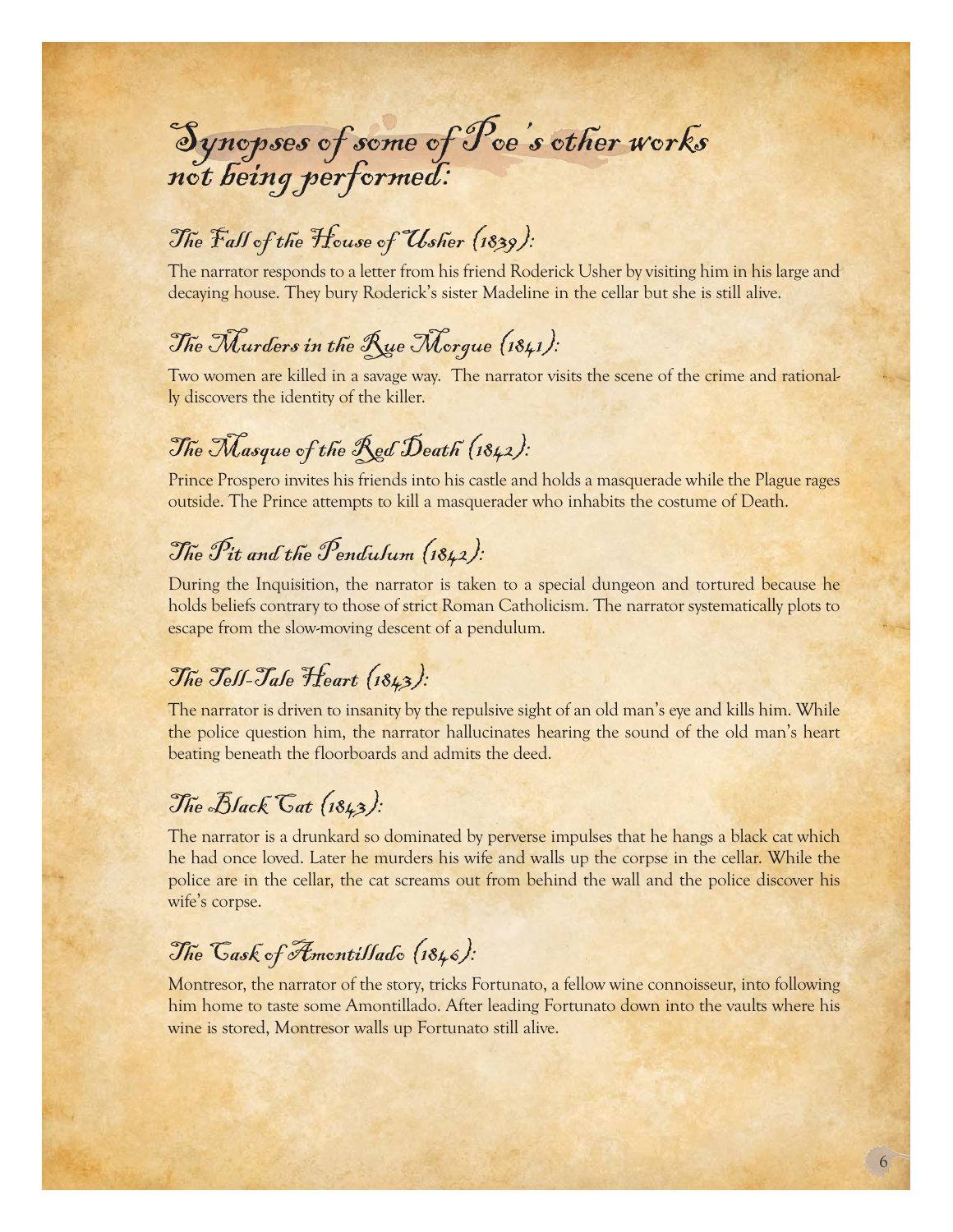# Synopses of some of Poe's other works not being performed:

## The Fall of the House of Usher (1839):

The narrator responds to a letter from his friend Roderick Usher by visiting him in his large and decaying house. They bury Roderick's sister Madeline in the cellar but she is still alive.

## The Murders in the Rue Morgue (1841):

Two women are killed in a savage way. The narrator visits the scene of the crime and rationally discovers the identity of the killer.

## The Masque of the Red Death (1842):

Prince Prospero invites his friends into his castle and holds a masquerade while the Plague rages outside. The Prince attempts to kill a masquerader who inhabits the costume of Death.

## The Pit and the Pendulum (1842):

During the Inquisition, the narrator is taken to a special dungeon and tortured because he holds beliefs contrary to those of strict Roman Catholicism. The narrator systematically plots to escape from the slow-moving descent of a pendulum.

## The Tell-Tale Heart (1843):

The narrator is driven to insanity by the repulsive sight of an old man's eye and kills him. While the police question him, the narrator hallucinates hearing the sound of the old man's heart beating beneath the floorboards and admits the deed.

## The Black Cat (1843):

The narrator is a drunkard so dominated by perverse impulses that he hangs a black cat which he had once loved. Later he murders his wife and walls up the corpse in the cellar. While the police are in the cellar, the cat screams out from behind the wall and the police discover his wife's corpse.

## The Cask of Amontillado (1846):

Montresor, the narrator of the story, tricks Fortunato, a fellow wine connoisseur, into following him home to taste some Amontillado. After leading Fortunato down into the vaults where his wine is stored, Montresor walls up Fortunato still alive.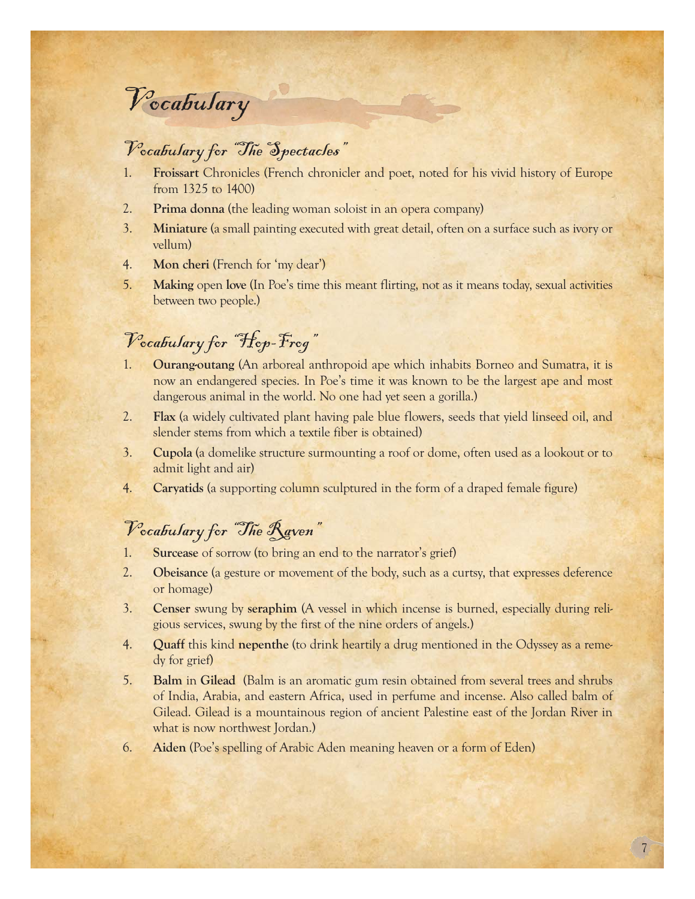# Vocabulary

## Vocabulary for "The Spectacles"

1. **Froissart** Chronicles (French chronicler and poet, noted for his vivid history of Europe from 1325 to 1400)
2. **Prima donna** (the leading woman soloist in an opera company)
3. **Miniature** (a small painting executed with great detail, often on a surface such as ivory or vellum)
4. **Mon cheri** (French for 'my dear')
5. **Making** open **love** (In Poe's time this meant flirting, not as it means today, sexual activities between two people.)

## Vocabulary for "Hop-Frog"

1. **Ourang-outang** (An arboreal anthropoid ape which inhabits Borneo and Sumatra, it is now an endangered species. In Poe's time it was known to be the largest ape and most dangerous animal in the world. No one had yet seen a gorilla.)
2. **Flax** (a widely cultivated plant having pale blue flowers, seeds that yield linseed oil, and slender stems from which a textile fiber is obtained)
3. **Cupola** (a domelike structure surmounting a roof or dome, often used as a lookout or to admit light and air)
4. **Caryatids** (a supporting column sculptured in the form of a draped female figure)

## Vocabulary for "The Raven"

1. **Surcease** of sorrow (to bring an end to the narrator's grief)
2. **Obeisance** (a gesture or movement of the body, such as a curtsy, that expresses deference or homage)
3. **Censer** swung by **seraphim** (A vessel in which incense is burned, especially during religious services, swung by the first of the nine orders of angels.)
4. **Quaff** this kind **nepenthe** (to drink heartily a drug mentioned in the Odyssey as a remedy for grief)
5. **Balm** in **Gilead** (Balm is an aromatic gum resin obtained from several trees and shrubs of India, Arabia, and eastern Africa, used in perfume and incense. Also called balm of Gilead. Gilead is a mountainous region of ancient Palestine east of the Jordan River in what is now northwest Jordan.)
6. **Aiden** (Poe's spelling of Arabic Aden meaning heaven or a form of Eden)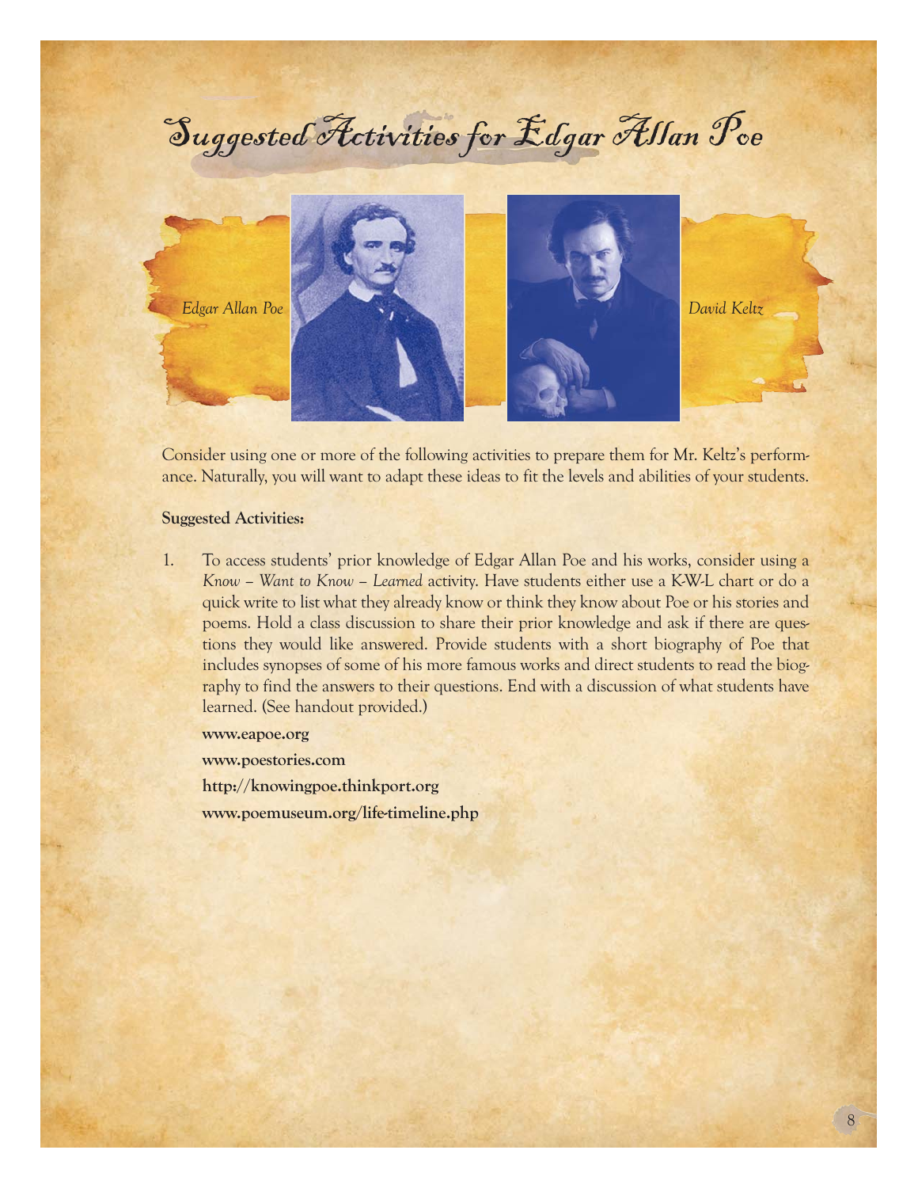# Suggested Activities for Edgar Allan Poe

*Edgar Allan Poe*

*David Keltz*

Consider using one or more of the following activities to prepare them for Mr. Keltz's performance. Naturally, you will want to adapt these ideas to fit the levels and abilities of your students.

**Suggested Activities:**

1. To access students' prior knowledge of Edgar Allan Poe and his works, consider using a *Know – Want to Know – Learned* activity. Have students either use a K-W-L chart or do a quick write to list what they already know or think they know about Poe or his stories and poems. Hold a class discussion to share their prior knowledge and ask if there are questions they would like answered. Provide students with a short biography of Poe that includes synopses of some of his more famous works and direct students to read the biography to find the answers to their questions. End with a discussion of what students have learned. (See handout provided.)

   **www.eapoe.org**

   **www.poestories.com**

   **http://knowingpoe.thinkport.org**

   **www.poemuseum.org/life-timeline.php**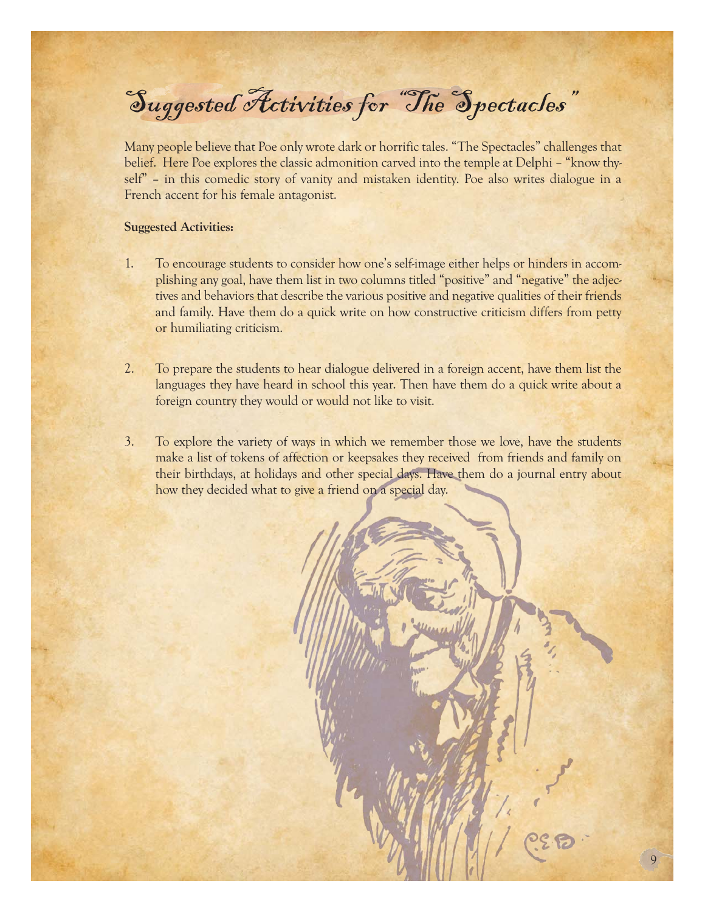# Suggested Activities for "The Spectacles"

Many people believe that Poe only wrote dark or horrific tales. "The Spectacles" challenges that belief. Here Poe explores the classic admonition carved into the temple at Delphi – "know thyself" – in this comedic story of vanity and mistaken identity. Poe also writes dialogue in a French accent for his female antagonist.

**Suggested Activities:**

1. To encourage students to consider how one's self-image either helps or hinders in accomplishing any goal, have them list in two columns titled "positive" and "negative" the adjectives and behaviors that describe the various positive and negative qualities of their friends and family. Have them do a quick write on how constructive criticism differs from petty or humiliating criticism.

2. To prepare the students to hear dialogue delivered in a foreign accent, have them list the languages they have heard in school this year. Then have them do a quick write about a foreign country they would or would not like to visit.

3. To explore the variety of ways in which we remember those we love, have the students make a list of tokens of affection or keepsakes they received from friends and family on their birthdays, at holidays and other special days. Have them do a journal entry about how they decided what to give a friend on a special day.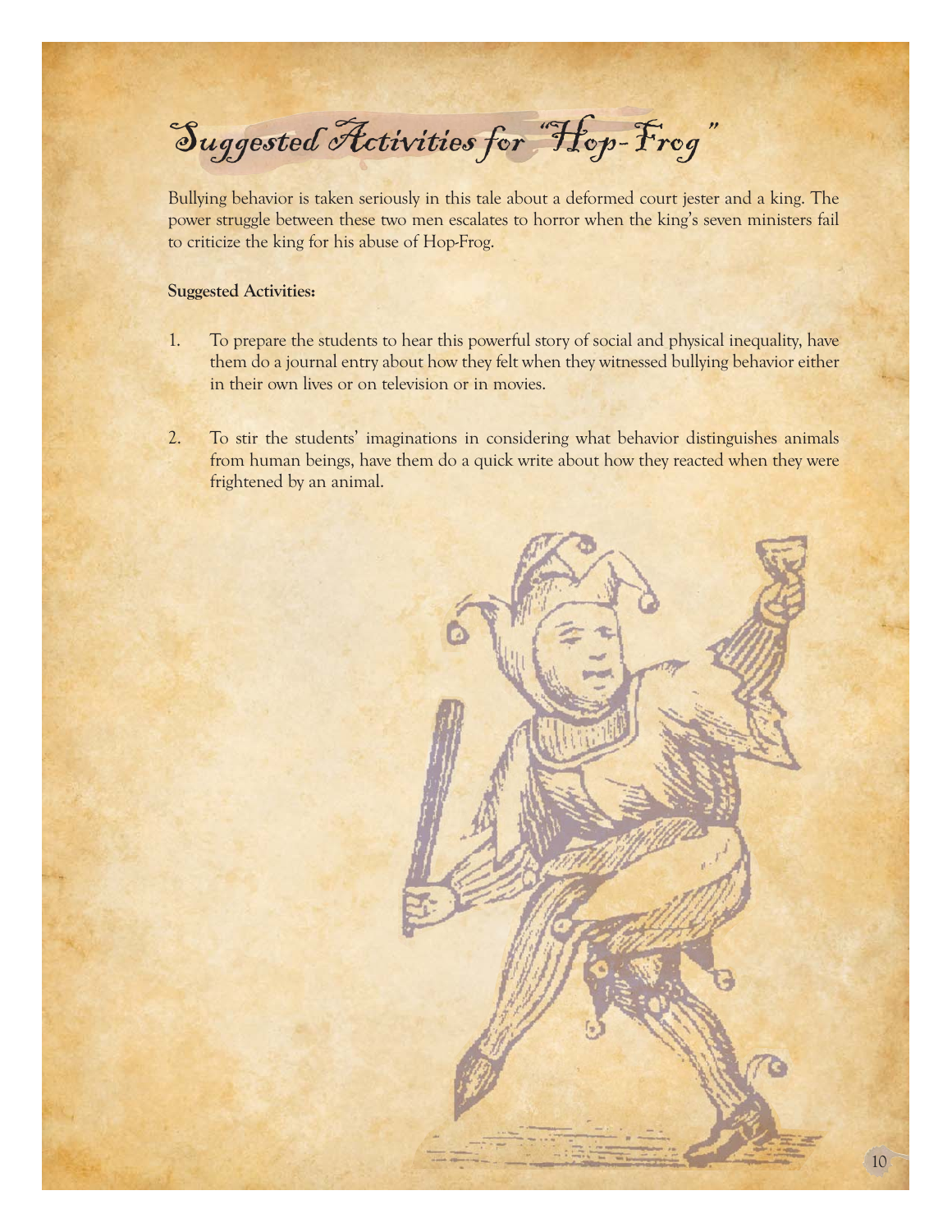# Suggested Activities for "Hop-Frog"

Bullying behavior is taken seriously in this tale about a deformed court jester and a king. The power struggle between these two men escalates to horror when the king's seven ministers fail to criticize the king for his abuse of Hop-Frog.

**Suggested Activities:**

1. To prepare the students to hear this powerful story of social and physical inequality, have them do a journal entry about how they felt when they witnessed bullying behavior either in their own lives or on television or in movies.

2. To stir the students' imaginations in considering what behavior distinguishes animals from human beings, have them do a quick write about how they reacted when they were frightened by an animal.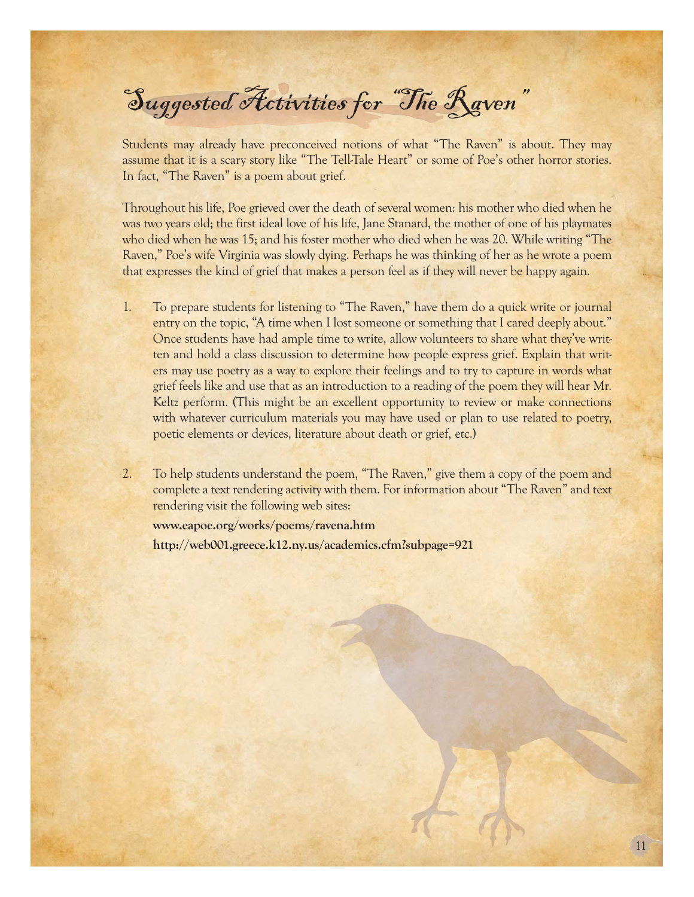# Suggested Activities for "The Raven"

Students may already have preconceived notions of what "The Raven" is about. They may assume that it is a scary story like "The Tell-Tale Heart" or some of Poe's other horror stories. In fact, "The Raven" is a poem about grief.

Throughout his life, Poe grieved over the death of several women: his mother who died when he was two years old; the first ideal love of his life, Jane Stanard, the mother of one of his playmates who died when he was 15; and his foster mother who died when he was 20. While writing "The Raven," Poe's wife Virginia was slowly dying. Perhaps he was thinking of her as he wrote a poem that expresses the kind of grief that makes a person feel as if they will never be happy again.

1. To prepare students for listening to "The Raven," have them do a quick write or journal entry on the topic, "A time when I lost someone or something that I cared deeply about." Once students have had ample time to write, allow volunteers to share what they've written and hold a class discussion to determine how people express grief. Explain that writers may use poetry as a way to explore their feelings and to try to capture in words what grief feels like and use that as an introduction to a reading of the poem they will hear Mr. Keltz perform. (This might be an excellent opportunity to review or make connections with whatever curriculum materials you may have used or plan to use related to poetry, poetic elements or devices, literature about death or grief, etc.)

2. To help students understand the poem, "The Raven," give them a copy of the poem and complete a text rendering activity with them. For information about "The Raven" and text rendering visit the following web sites:

   **www.eapoe.org/works/poems/ravena.htm**

   **http://web001.greece.k12.ny.us/academics.cfm?subpage=921**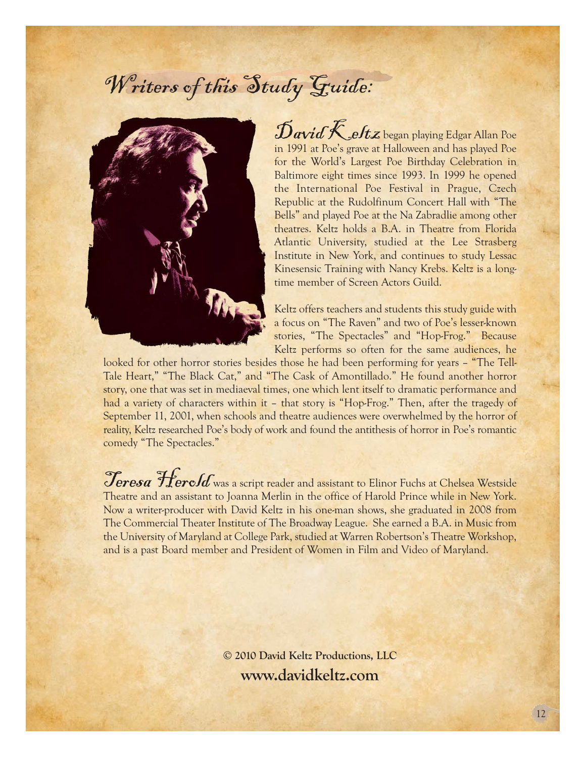# Writers of this Study Guide:

**David Keltz** began playing Edgar Allan Poe in 1991 at Poe's grave at Halloween and has played Poe for the World's Largest Poe Birthday Celebration in Baltimore eight times since 1993. In 1999 he opened the International Poe Festival in Prague, Czech Republic at the Rudolfinum Concert Hall with "The Bells" and played Poe at the Na Zabradlie among other theatres. Keltz holds a B.A. in Theatre from Florida Atlantic University, studied at the Lee Strasberg Institute in New York, and continues to study Lessac Kinesensic Training with Nancy Krebs. Keltz is a long-time member of Screen Actors Guild.

Keltz offers teachers and students this study guide with a focus on "The Raven" and two of Poe's lesser-known stories, "The Spectacles" and "Hop-Frog." Because Keltz performs so often for the same audiences, he looked for other horror stories besides those he had been performing for years – "The Tell-Tale Heart," "The Black Cat," and "The Cask of Amontillado." He found another horror story, one that was set in mediaeval times, one which lent itself to dramatic performance and had a variety of characters within it – that story is "Hop-Frog." Then, after the tragedy of September 11, 2001, when schools and theatre audiences were overwhelmed by the horror of reality, Keltz researched Poe's body of work and found the antithesis of horror in Poe's romantic comedy "The Spectacles."

**Teresa Herold** was a script reader and assistant to Elinor Fuchs at Chelsea Westside Theatre and an assistant to Joanna Merlin in the office of Harold Prince while in New York. Now a writer-producer with David Keltz in his one-man shows, she graduated in 2008 from The Commercial Theater Institute of The Broadway League. She earned a B.A. in Music from the University of Maryland at College Park, studied at Warren Robertson's Theatre Workshop, and is a past Board member and President of Women in Film and Video of Maryland.

**© 2010 David Keltz Productions, LLC**
**www.davidkeltz.com**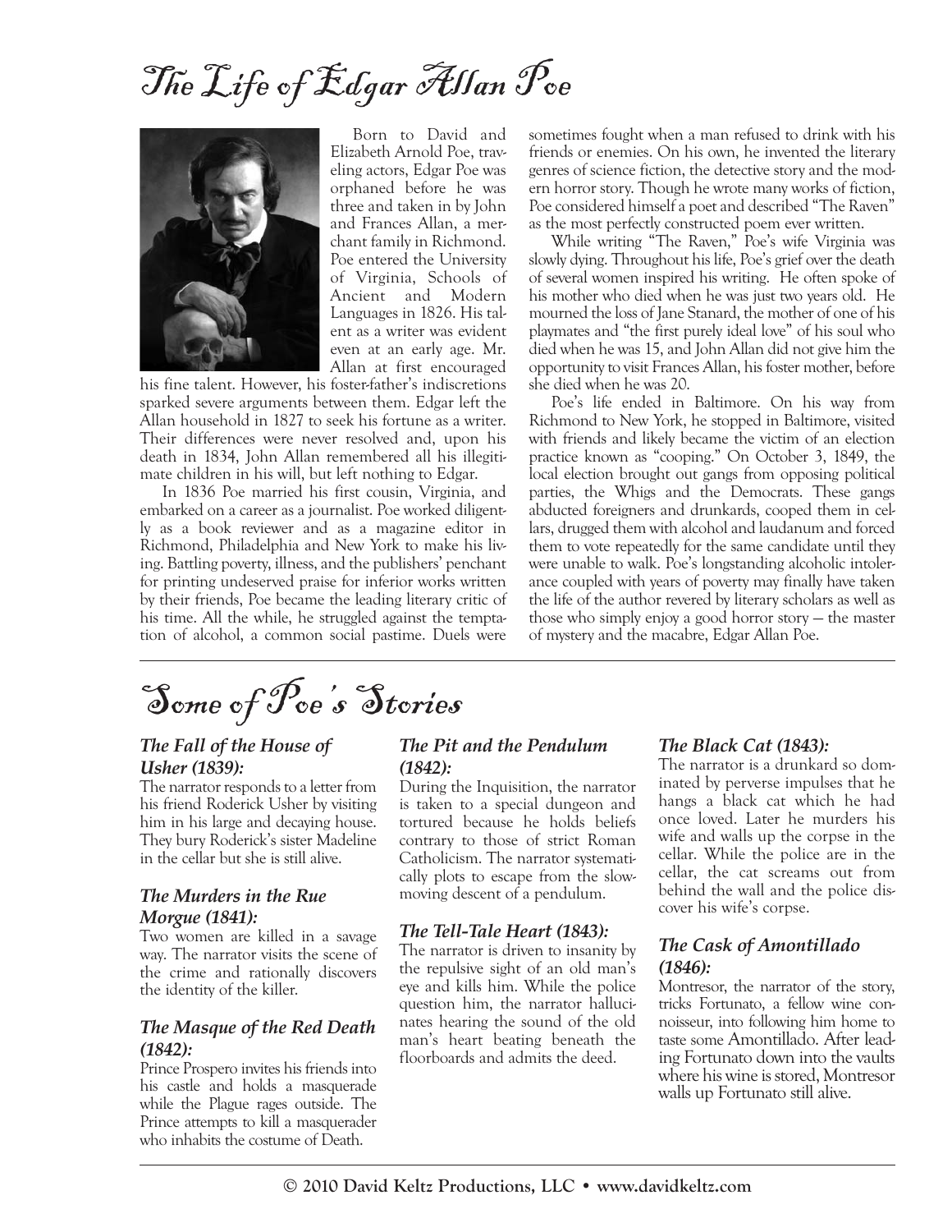# The Life of Edgar Allan Poe

Born to David and Elizabeth Arnold Poe, traveling actors, Edgar Poe was orphaned before he was three and taken in by John and Frances Allan, a merchant family in Richmond. Poe entered the University of Virginia, Schools of Ancient and Modern Languages in 1826. His talent as a writer was evident even at an early age. Mr. Allan at first encouraged his fine talent. However, his foster-father's indiscretions sparked severe arguments between them. Edgar left the Allan household in 1827 to seek his fortune as a writer. Their differences were never resolved and, upon his death in 1834, John Allan remembered all his illegitimate children in his will, but left nothing to Edgar.

In 1836 Poe married his first cousin, Virginia, and embarked on a career as a journalist. Poe worked diligently as a book reviewer and as a magazine editor in Richmond, Philadelphia and New York to make his living. Battling poverty, illness, and the publishers' penchant for printing undeserved praise for inferior works written by their friends, Poe became the leading literary critic of his time. All the while, he struggled against the temptation of alcohol, a common social pastime. Duels were sometimes fought when a man refused to drink with his friends or enemies. On his own, he invented the literary genres of science fiction, the detective story and the modern horror story. Though he wrote many works of fiction, Poe considered himself a poet and described "The Raven" as the most perfectly constructed poem ever written.

While writing "The Raven," Poe's wife Virginia was slowly dying. Throughout his life, Poe's grief over the death of several women inspired his writing. He often spoke of his mother who died when he was just two years old. He mourned the loss of Jane Stanard, the mother of one of his playmates and "the first purely ideal love" of his soul who died when he was 15, and John Allan did not give him the opportunity to visit Frances Allan, his foster mother, before she died when he was 20.

Poe's life ended in Baltimore. On his way from Richmond to New York, he stopped in Baltimore, visited with friends and likely became the victim of an election practice known as "cooping." On October 3, 1849, the local election brought out gangs from opposing political parties, the Whigs and the Democrats. These gangs abducted foreigners and drunkards, cooped them in cellars, drugged them with alcohol and laudanum and forced them to vote repeatedly for the same candidate until they were unable to walk. Poe's longstanding alcoholic intolerance coupled with years of poverty may finally have taken the life of the author revered by literary scholars as well as those who simply enjoy a good horror story — the master of mystery and the macabre, Edgar Allan Poe.

# Some of Poe's Stories

### *The Fall of the House of Usher (1839):*

The narrator responds to a letter from his friend Roderick Usher by visiting him in his large and decaying house. They bury Roderick's sister Madeline in the cellar but she is still alive.

### *The Murders in the Rue Morgue (1841):*

Two women are killed in a savage way. The narrator visits the scene of the crime and rationally discovers the identity of the killer.

### *The Masque of the Red Death (1842):*

Prince Prospero invites his friends into his castle and holds a masquerade while the Plague rages outside. The Prince attempts to kill a masquerader who inhabits the costume of Death.

### *The Pit and the Pendulum (1842):*

During the Inquisition, the narrator is taken to a special dungeon and tortured because he holds beliefs contrary to those of strict Roman Catholicism. The narrator systematically plots to escape from the slow-moving descent of a pendulum.

### *The Tell-Tale Heart (1843):*

The narrator is driven to insanity by the repulsive sight of an old man's eye and kills him. While the police question him, the narrator hallucinates hearing the sound of the old man's heart beating beneath the floorboards and admits the deed.

### *The Black Cat (1843):*

The narrator is a drunkard so dominated by perverse impulses that he hangs a black cat which he had once loved. Later he murders his wife and walls up the corpse in the cellar. While the police are in the cellar, the cat screams out from behind the wall and the police discover his wife's corpse.

### *The Cask of Amontillado (1846):*

Montresor, the narrator of the story, tricks Fortunato, a fellow wine connoisseur, into following him home to taste some Amontillado. After leading Fortunato down into the vaults where his wine is stored, Montresor walls up Fortunato still alive.

© 2010 David Keltz Productions, LLC • www.davidkeltz.com